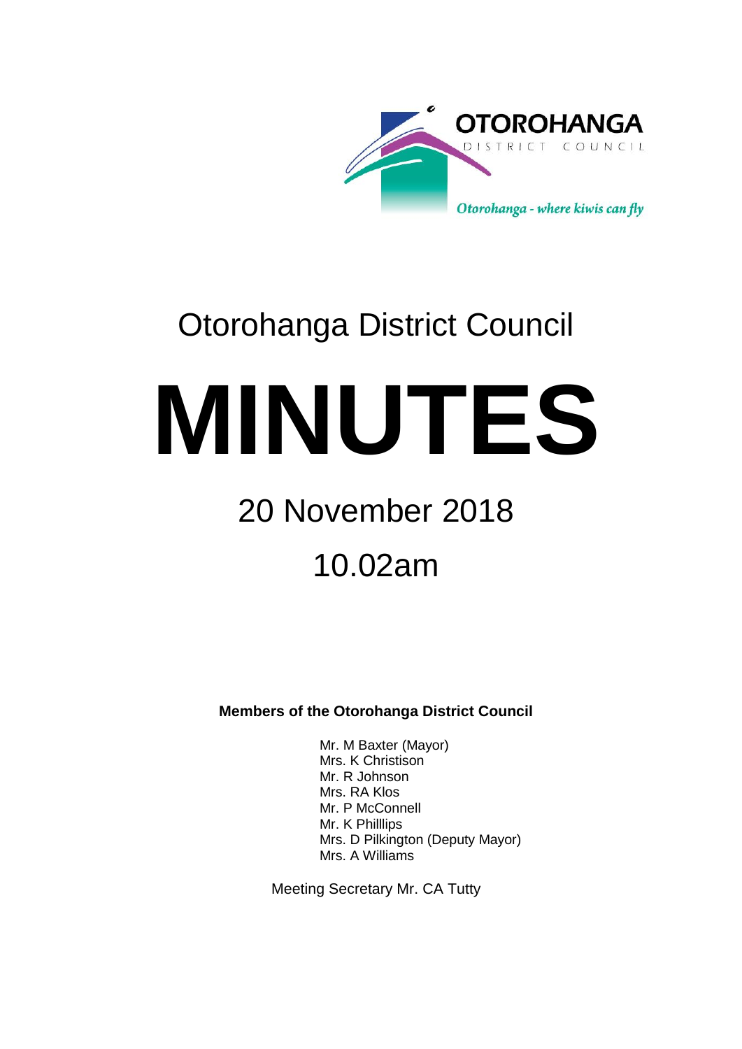OTOROHANGA
DISTRICT COUNCIL

*Otorohanga - where kiwis can fly*

# Otorohanga District Council

# MINUTES

## 20 November 2018

## 10.02am

**Members of the Otorohanga District Council**

Mr. M Baxter (Mayor)
Mrs. K Christison
Mr. R Johnson
Mrs. RA Klos
Mr. P McConnell
Mr. K Philllips
Mrs. D Pilkington (Deputy Mayor)
Mrs. A Williams

Meeting Secretary Mr. CA Tutty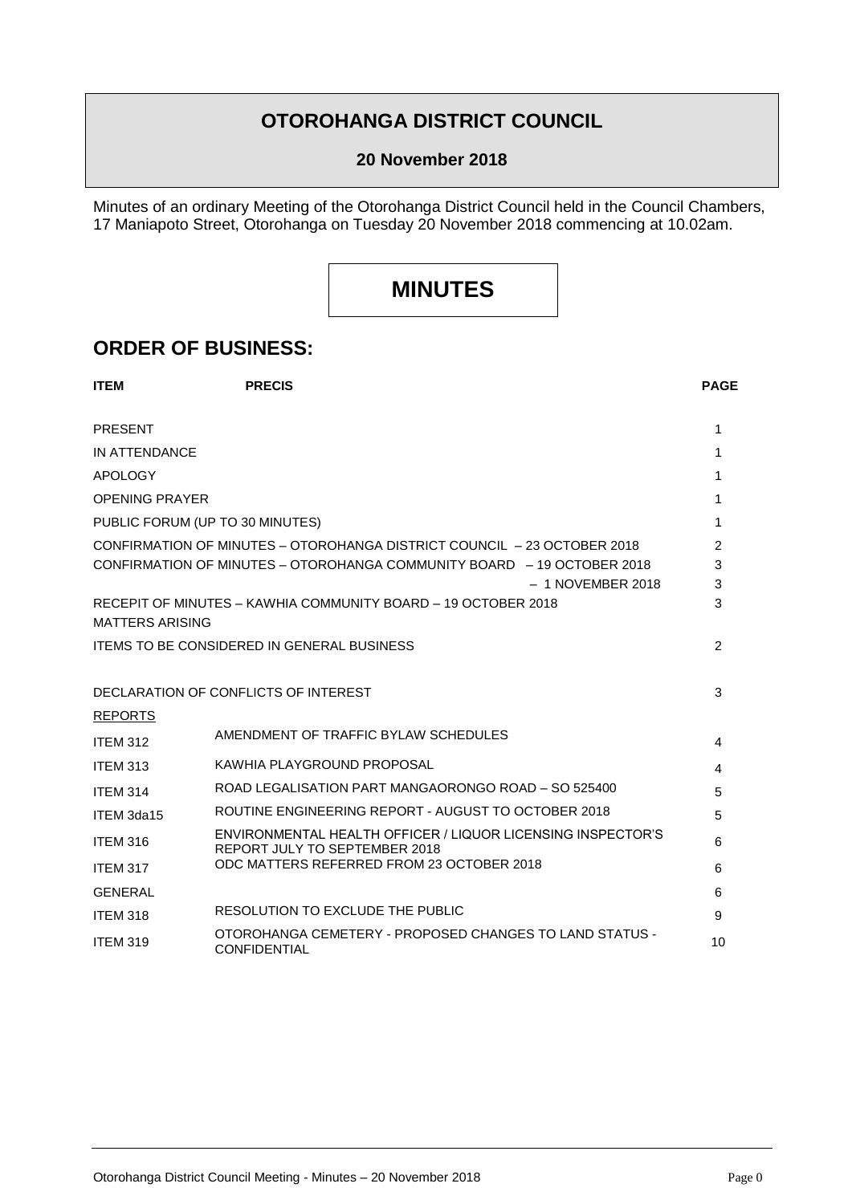# OTOROHANGA DISTRICT COUNCIL

**20 November 2018**

Minutes of an ordinary Meeting of the Otorohanga District Council held in the Council Chambers, 17 Maniapoto Street, Otorohanga on Tuesday 20 November 2018 commencing at 10.02am.

# MINUTES

## ORDER OF BUSINESS:

| ITEM | PRECIS | PAGE |
|---|---|---|
| PRESENT | | 1 |
| IN ATTENDANCE | | 1 |
| APOLOGY | | 1 |
| OPENING PRAYER | | 1 |
| PUBLIC FORUM (UP TO 30 MINUTES) | | 1 |
| CONFIRMATION OF MINUTES – OTOROHANGA DISTRICT COUNCIL – 23 OCTOBER 2018 | | 2 |
| CONFIRMATION OF MINUTES – OTOROHANGA COMMUNITY BOARD – 19 OCTOBER 2018 | | 3 |
| – 1 NOVEMBER 2018 | | 3 |
| RECEPIT OF MINUTES – KAWHIA COMMUNITY BOARD – 19 OCTOBER 2018 | | 3 |
| MATTERS ARISING | | |
| ITEMS TO BE CONSIDERED IN GENERAL BUSINESS | | 2 |
| DECLARATION OF CONFLICTS OF INTEREST | | 3 |
| REPORTS | | |
| ITEM 312 | AMENDMENT OF TRAFFIC BYLAW SCHEDULES | 4 |
| ITEM 313 | KAWHIA PLAYGROUND PROPOSAL | 4 |
| ITEM 314 | ROAD LEGALISATION PART MANGAORONGO ROAD – SO 525400 | 5 |
| ITEM 3da15 | ROUTINE ENGINEERING REPORT - AUGUST TO OCTOBER 2018 | 5 |
| ITEM 316 | ENVIRONMENTAL HEALTH OFFICER / LIQUOR LICENSING INSPECTOR'S REPORT JULY TO SEPTEMBER 2018 | 6 |
| ITEM 317 | ODC MATTERS REFERRED FROM 23 OCTOBER 2018 | 6 |
| GENERAL | | 6 |
| ITEM 318 | RESOLUTION TO EXCLUDE THE PUBLIC | 9 |
| ITEM 319 | OTOROHANGA CEMETERY - PROPOSED CHANGES TO LAND STATUS - CONFIDENTIAL | 10 |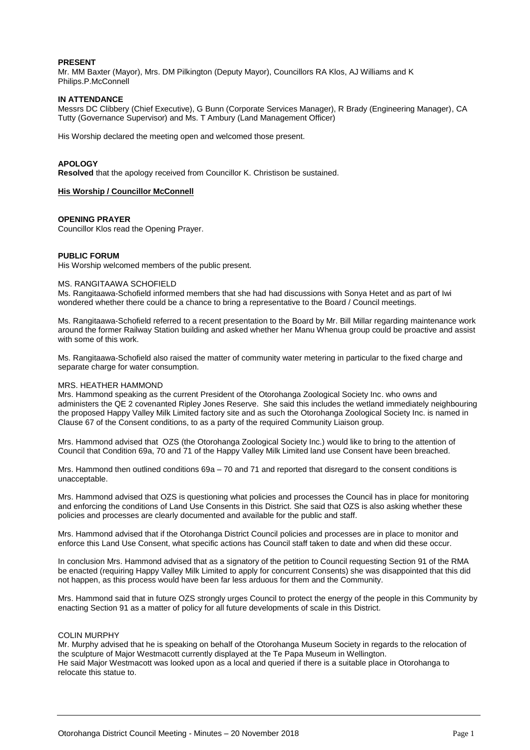**PRESENT**
Mr. MM Baxter (Mayor), Mrs. DM Pilkington (Deputy Mayor), Councillors RA Klos, AJ Williams and K Philips.P.McConnell

**IN ATTENDANCE**
Messrs DC Clibbery (Chief Executive), G Bunn (Corporate Services Manager), R Brady (Engineering Manager), CA Tutty (Governance Supervisor) and Ms. T Ambury (Land Management Officer)

His Worship declared the meeting open and welcomed those present.

**APOLOGY**
**Resolved** that the apology received from Councillor K. Christison be sustained.

**His Worship / Councillor McConnell**

**OPENING PRAYER**
Councillor Klos read the Opening Prayer.

**PUBLIC FORUM**
His Worship welcomed members of the public present.

MS. RANGITAAWA SCHOFIELD
Ms. Rangitaawa-Schofield informed members that she had had discussions with Sonya Hetet and as part of Iwi wondered whether there could be a chance to bring a representative to the Board / Council meetings.

Ms. Rangitaawa-Schofield referred to a recent presentation to the Board by Mr. Bill Millar regarding maintenance work around the former Railway Station building and asked whether her Manu Whenua group could be proactive and assist with some of this work.

Ms. Rangitaawa-Schofield also raised the matter of community water metering in particular to the fixed charge and separate charge for water consumption.

MRS. HEATHER HAMMOND
Mrs. Hammond speaking as the current President of the Otorohanga Zoological Society Inc. who owns and administers the QE 2 covenanted Ripley Jones Reserve. She said this includes the wetland immediately neighbouring the proposed Happy Valley Milk Limited factory site and as such the Otorohanga Zoological Society Inc. is named in Clause 67 of the Consent conditions, to as a party of the required Community Liaison group.

Mrs. Hammond advised that OZS (the Otorohanga Zoological Society Inc.) would like to bring to the attention of Council that Condition 69a, 70 and 71 of the Happy Valley Milk Limited land use Consent have been breached.

Mrs. Hammond then outlined conditions 69a – 70 and 71 and reported that disregard to the consent conditions is unacceptable.

Mrs. Hammond advised that OZS is questioning what policies and processes the Council has in place for monitoring and enforcing the conditions of Land Use Consents in this District. She said that OZS is also asking whether these policies and processes are clearly documented and available for the public and staff.

Mrs. Hammond advised that if the Otorohanga District Council policies and processes are in place to monitor and enforce this Land Use Consent, what specific actions has Council staff taken to date and when did these occur.

In conclusion Mrs. Hammond advised that as a signatory of the petition to Council requesting Section 91 of the RMA be enacted (requiring Happy Valley Milk Limited to apply for concurrent Consents) she was disappointed that this did not happen, as this process would have been far less arduous for them and the Community.

Mrs. Hammond said that in future OZS strongly urges Council to protect the energy of the people in this Community by enacting Section 91 as a matter of policy for all future developments of scale in this District.

COLIN MURPHY
Mr. Murphy advised that he is speaking on behalf of the Otorohanga Museum Society in regards to the relocation of the sculpture of Major Westmacott currently displayed at the Te Papa Museum in Wellington.
He said Major Westmacott was looked upon as a local and queried if there is a suitable place in Otorohanga to relocate this statue to.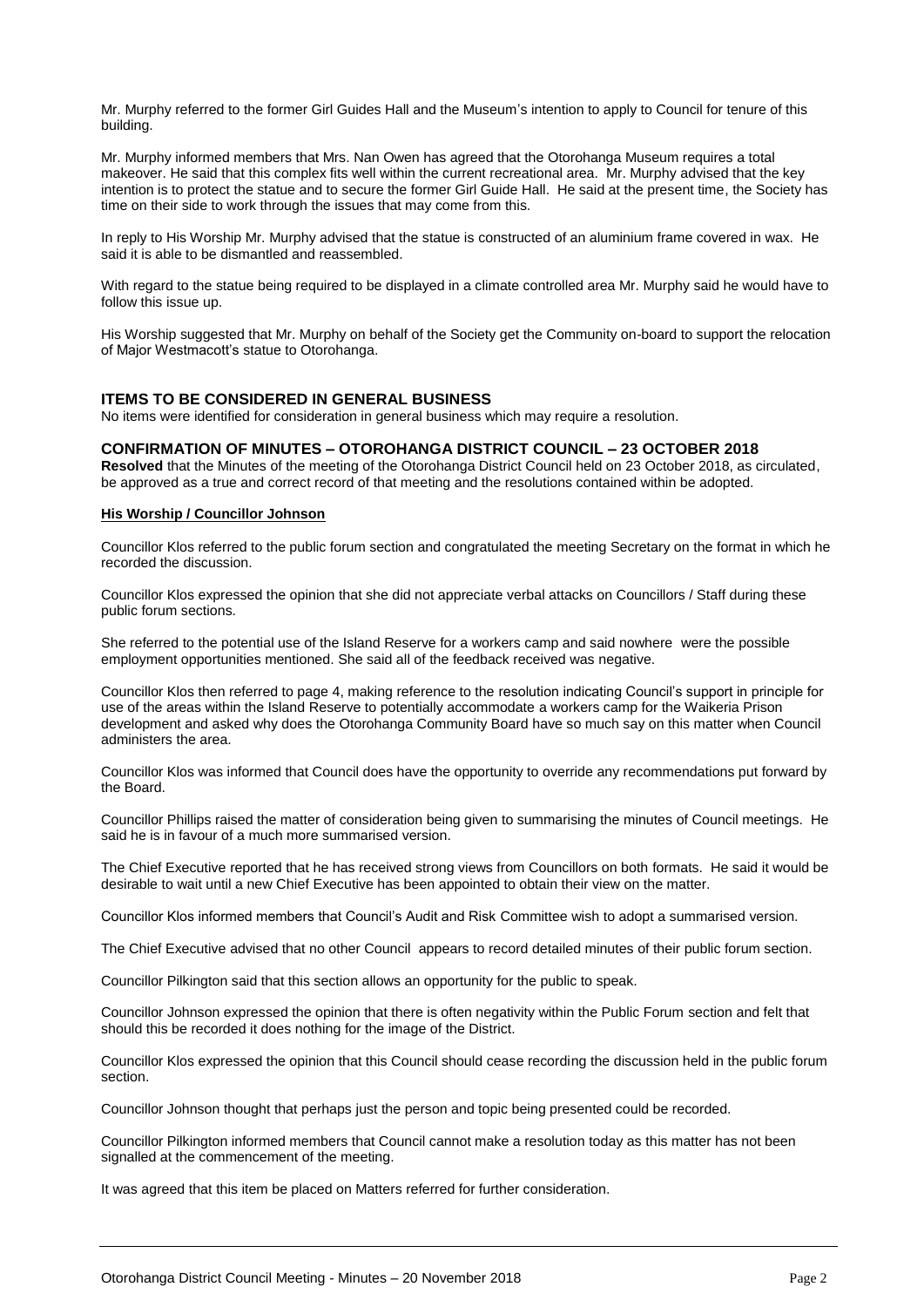Mr. Murphy referred to the former Girl Guides Hall and the Museum's intention to apply to Council for tenure of this building.

Mr. Murphy informed members that Mrs. Nan Owen has agreed that the Otorohanga Museum requires a total makeover. He said that this complex fits well within the current recreational area. Mr. Murphy advised that the key intention is to protect the statue and to secure the former Girl Guide Hall. He said at the present time, the Society has time on their side to work through the issues that may come from this.

In reply to His Worship Mr. Murphy advised that the statue is constructed of an aluminium frame covered in wax. He said it is able to be dismantled and reassembled.

With regard to the statue being required to be displayed in a climate controlled area Mr. Murphy said he would have to follow this issue up.

His Worship suggested that Mr. Murphy on behalf of the Society get the Community on-board to support the relocation of Major Westmacott's statue to Otorohanga.

## ITEMS TO BE CONSIDERED IN GENERAL BUSINESS

No items were identified for consideration in general business which may require a resolution.

## CONFIRMATION OF MINUTES – OTOROHANGA DISTRICT COUNCIL – 23 OCTOBER 2018

**Resolved** that the Minutes of the meeting of the Otorohanga District Council held on 23 October 2018, as circulated, be approved as a true and correct record of that meeting and the resolutions contained within be adopted.

**His Worship / Councillor Johnson**

Councillor Klos referred to the public forum section and congratulated the meeting Secretary on the format in which he recorded the discussion.

Councillor Klos expressed the opinion that she did not appreciate verbal attacks on Councillors / Staff during these public forum sections.

She referred to the potential use of the Island Reserve for a workers camp and said nowhere were the possible employment opportunities mentioned. She said all of the feedback received was negative.

Councillor Klos then referred to page 4, making reference to the resolution indicating Council's support in principle for use of the areas within the Island Reserve to potentially accommodate a workers camp for the Waikeria Prison development and asked why does the Otorohanga Community Board have so much say on this matter when Council administers the area.

Councillor Klos was informed that Council does have the opportunity to override any recommendations put forward by the Board.

Councillor Phillips raised the matter of consideration being given to summarising the minutes of Council meetings. He said he is in favour of a much more summarised version.

The Chief Executive reported that he has received strong views from Councillors on both formats. He said it would be desirable to wait until a new Chief Executive has been appointed to obtain their view on the matter.

Councillor Klos informed members that Council's Audit and Risk Committee wish to adopt a summarised version.

The Chief Executive advised that no other Council appears to record detailed minutes of their public forum section.

Councillor Pilkington said that this section allows an opportunity for the public to speak.

Councillor Johnson expressed the opinion that there is often negativity within the Public Forum section and felt that should this be recorded it does nothing for the image of the District.

Councillor Klos expressed the opinion that this Council should cease recording the discussion held in the public forum section.

Councillor Johnson thought that perhaps just the person and topic being presented could be recorded.

Councillor Pilkington informed members that Council cannot make a resolution today as this matter has not been signalled at the commencement of the meeting.

It was agreed that this item be placed on Matters referred for further consideration.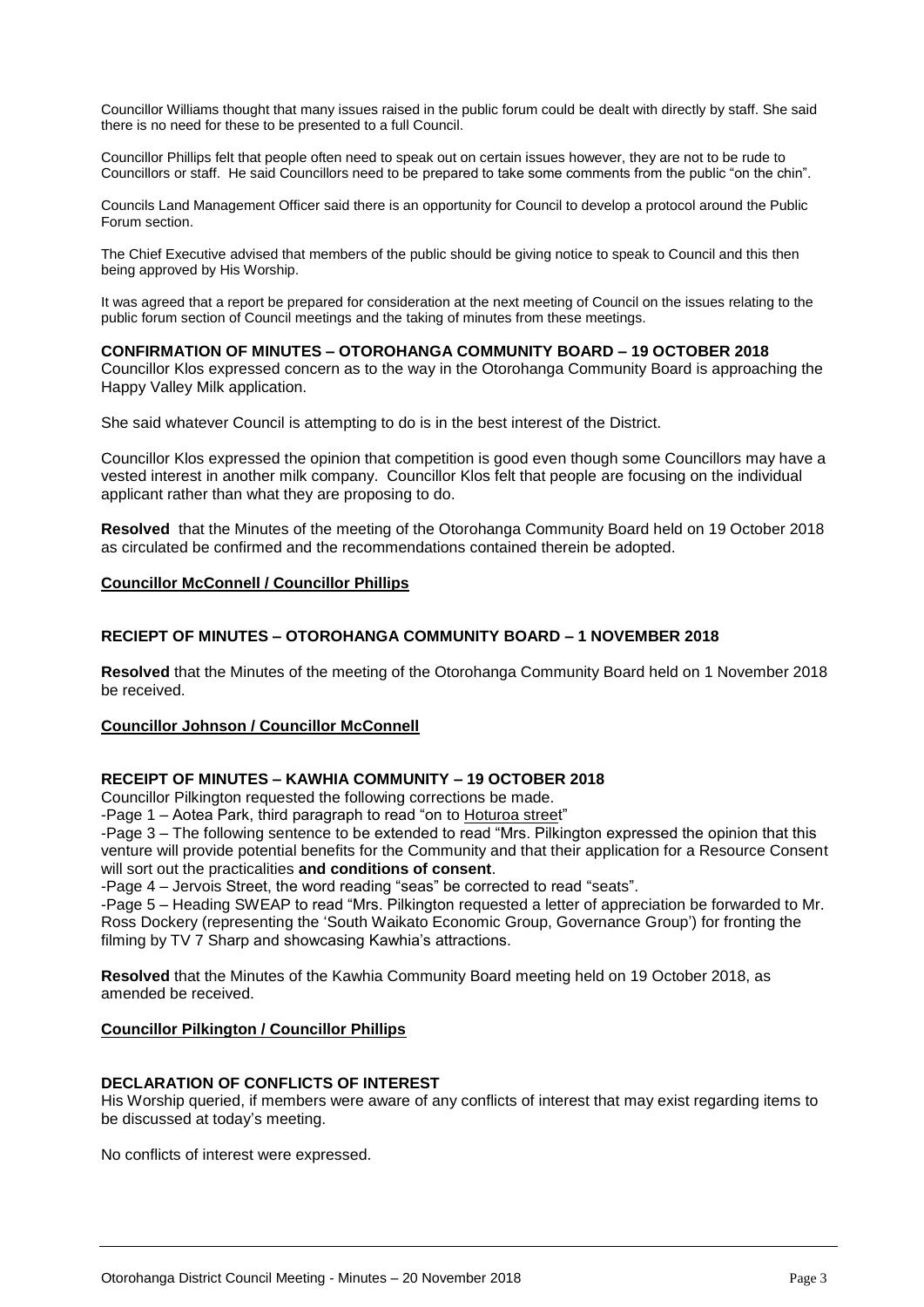Councillor Williams thought that many issues raised in the public forum could be dealt with directly by staff. She said there is no need for these to be presented to a full Council.

Councillor Phillips felt that people often need to speak out on certain issues however, they are not to be rude to Councillors or staff. He said Councillors need to be prepared to take some comments from the public "on the chin".

Councils Land Management Officer said there is an opportunity for Council to develop a protocol around the Public Forum section.

The Chief Executive advised that members of the public should be giving notice to speak to Council and this then being approved by His Worship.

It was agreed that a report be prepared for consideration at the next meeting of Council on the issues relating to the public forum section of Council meetings and the taking of minutes from these meetings.

**CONFIRMATION OF MINUTES – OTOROHANGA COMMUNITY BOARD – 19 OCTOBER 2018**

Councillor Klos expressed concern as to the way in the Otorohanga Community Board is approaching the Happy Valley Milk application.

She said whatever Council is attempting to do is in the best interest of the District.

Councillor Klos expressed the opinion that competition is good even though some Councillors may have a vested interest in another milk company. Councillor Klos felt that people are focusing on the individual applicant rather than what they are proposing to do.

**Resolved** that the Minutes of the meeting of the Otorohanga Community Board held on 19 October 2018 as circulated be confirmed and the recommendations contained therein be adopted.

**Councillor McConnell / Councillor Phillips**

**RECIEPT OF MINUTES – OTOROHANGA COMMUNITY BOARD – 1 NOVEMBER 2018**

**Resolved** that the Minutes of the meeting of the Otorohanga Community Board held on 1 November 2018 be received.

**Councillor Johnson / Councillor McConnell**

**RECEIPT OF MINUTES – KAWHIA COMMUNITY – 19 OCTOBER 2018**

Councillor Pilkington requested the following corrections be made.

-Page 1 – Aotea Park, third paragraph to read "on to Hoturoa street"

-Page 3 – The following sentence to be extended to read "Mrs. Pilkington expressed the opinion that this venture will provide potential benefits for the Community and that their application for a Resource Consent will sort out the practicalities **and conditions of consent**.

-Page 4 – Jervois Street, the word reading "seas" be corrected to read "seats".

-Page 5 – Heading SWEAP to read "Mrs. Pilkington requested a letter of appreciation be forwarded to Mr. Ross Dockery (representing the 'South Waikato Economic Group, Governance Group') for fronting the filming by TV 7 Sharp and showcasing Kawhia's attractions.

**Resolved** that the Minutes of the Kawhia Community Board meeting held on 19 October 2018, as amended be received.

**Councillor Pilkington / Councillor Phillips**

**DECLARATION OF CONFLICTS OF INTEREST**

His Worship queried, if members were aware of any conflicts of interest that may exist regarding items to be discussed at today's meeting.

No conflicts of interest were expressed.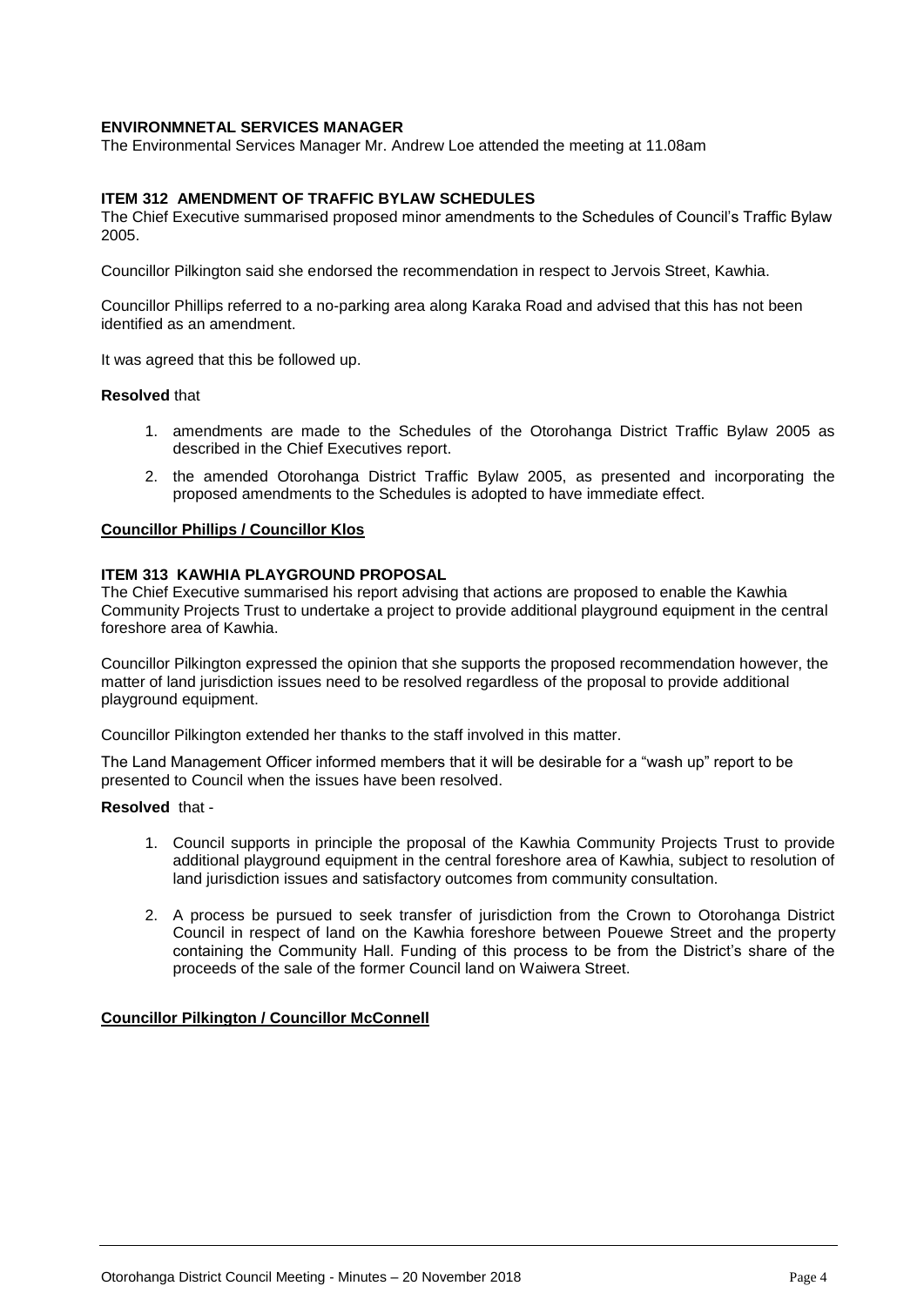**ENVIRONMNETAL SERVICES MANAGER**

The Environmental Services Manager Mr. Andrew Loe attended the meeting at 11.08am

**ITEM 312 AMENDMENT OF TRAFFIC BYLAW SCHEDULES**

The Chief Executive summarised proposed minor amendments to the Schedules of Council's Traffic Bylaw 2005.

Councillor Pilkington said she endorsed the recommendation in respect to Jervois Street, Kawhia.

Councillor Phillips referred to a no-parking area along Karaka Road and advised that this has not been identified as an amendment.

It was agreed that this be followed up.

**Resolved** that

1. amendments are made to the Schedules of the Otorohanga District Traffic Bylaw 2005 as described in the Chief Executives report.
2. the amended Otorohanga District Traffic Bylaw 2005, as presented and incorporating the proposed amendments to the Schedules is adopted to have immediate effect.

**Councillor Phillips / Councillor Klos**

**ITEM 313 KAWHIA PLAYGROUND PROPOSAL**

The Chief Executive summarised his report advising that actions are proposed to enable the Kawhia Community Projects Trust to undertake a project to provide additional playground equipment in the central foreshore area of Kawhia.

Councillor Pilkington expressed the opinion that she supports the proposed recommendation however, the matter of land jurisdiction issues need to be resolved regardless of the proposal to provide additional playground equipment.

Councillor Pilkington extended her thanks to the staff involved in this matter.

The Land Management Officer informed members that it will be desirable for a "wash up" report to be presented to Council when the issues have been resolved.

**Resolved** that -

1. Council supports in principle the proposal of the Kawhia Community Projects Trust to provide additional playground equipment in the central foreshore area of Kawhia, subject to resolution of land jurisdiction issues and satisfactory outcomes from community consultation.
2. A process be pursued to seek transfer of jurisdiction from the Crown to Otorohanga District Council in respect of land on the Kawhia foreshore between Pouewe Street and the property containing the Community Hall. Funding of this process to be from the District's share of the proceeds of the sale of the former Council land on Waiwera Street.

**Councillor Pilkington / Councillor McConnell**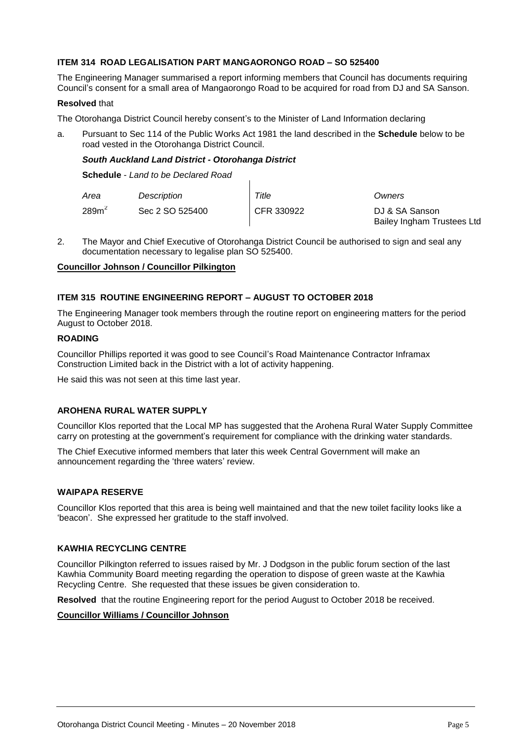**ITEM 314 ROAD LEGALISATION PART MANGAORONGO ROAD – SO 525400**

The Engineering Manager summarised a report informing members that Council has documents requiring Council's consent for a small area of Mangaorongo Road to be acquired for road from DJ and SA Sanson.

**Resolved** that

The Otorohanga District Council hereby consent's to the Minister of Land Information declaring

a. Pursuant to Sec 114 of the Public Works Act 1981 the land described in the **Schedule** below to be road vested in the Otorohanga District Council.

***South Auckland Land District - Otorohanga District***

**Schedule** - *Land to be Declared Road*

| *Area* | *Description* | *Title* | *Owners* |
|---|---|---|---|
| 289m$^2$ | Sec 2 SO 525400 | CFR 330922 | DJ & SA Sanson<br>Bailey Ingham Trustees Ltd |

2. The Mayor and Chief Executive of Otorohanga District Council be authorised to sign and seal any documentation necessary to legalise plan SO 525400.

**Councillor Johnson / Councillor Pilkington**

**ITEM 315 ROUTINE ENGINEERING REPORT – AUGUST TO OCTOBER 2018**

The Engineering Manager took members through the routine report on engineering matters for the period August to October 2018.

**ROADING**

Councillor Phillips reported it was good to see Council's Road Maintenance Contractor Inframax Construction Limited back in the District with a lot of activity happening.

He said this was not seen at this time last year.

**AROHENA RURAL WATER SUPPLY**

Councillor Klos reported that the Local MP has suggested that the Arohena Rural Water Supply Committee carry on protesting at the government's requirement for compliance with the drinking water standards.

The Chief Executive informed members that later this week Central Government will make an announcement regarding the 'three waters' review.

**WAIPAPA RESERVE**

Councillor Klos reported that this area is being well maintained and that the new toilet facility looks like a 'beacon'. She expressed her gratitude to the staff involved.

**KAWHIA RECYCLING CENTRE**

Councillor Pilkington referred to issues raised by Mr. J Dodgson in the public forum section of the last Kawhia Community Board meeting regarding the operation to dispose of green waste at the Kawhia Recycling Centre. She requested that these issues be given consideration to.

**Resolved** that the routine Engineering report for the period August to October 2018 be received.

**Councillor Williams / Councillor Johnson**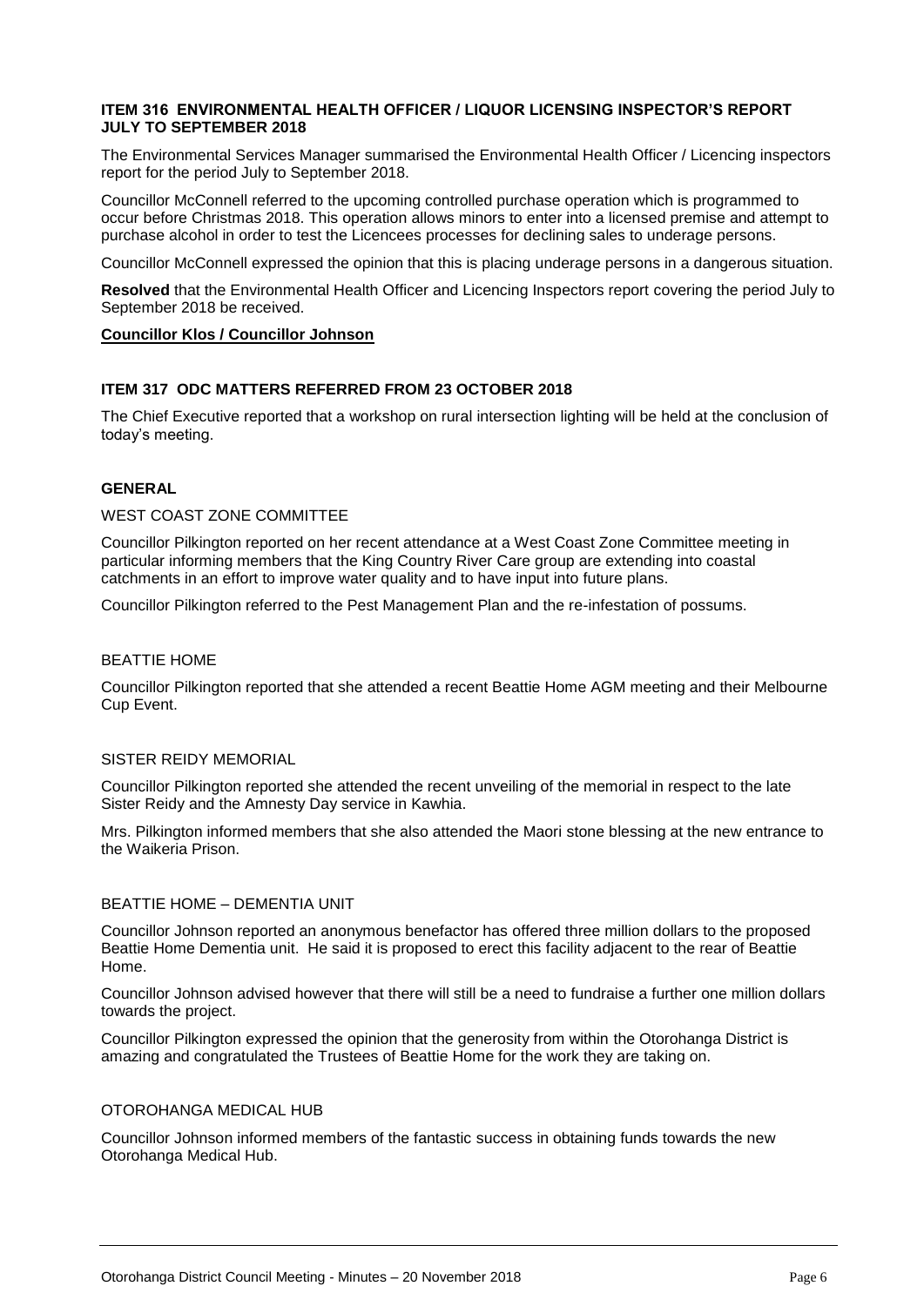### ITEM 316 ENVIRONMENTAL HEALTH OFFICER / LIQUOR LICENSING INSPECTOR'S REPORT JULY TO SEPTEMBER 2018

The Environmental Services Manager summarised the Environmental Health Officer / Licencing inspectors report for the period July to September 2018.

Councillor McConnell referred to the upcoming controlled purchase operation which is programmed to occur before Christmas 2018. This operation allows minors to enter into a licensed premise and attempt to purchase alcohol in order to test the Licencees processes for declining sales to underage persons.

Councillor McConnell expressed the opinion that this is placing underage persons in a dangerous situation.

**Resolved** that the Environmental Health Officer and Licencing Inspectors report covering the period July to September 2018 be received.

**Councillor Klos / Councillor Johnson**

### ITEM 317 ODC MATTERS REFERRED FROM 23 OCTOBER 2018

The Chief Executive reported that a workshop on rural intersection lighting will be held at the conclusion of today's meeting.

### GENERAL

#### WEST COAST ZONE COMMITTEE

Councillor Pilkington reported on her recent attendance at a West Coast Zone Committee meeting in particular informing members that the King Country River Care group are extending into coastal catchments in an effort to improve water quality and to have input into future plans.

Councillor Pilkington referred to the Pest Management Plan and the re-infestation of possums.

#### BEATTIE HOME

Councillor Pilkington reported that she attended a recent Beattie Home AGM meeting and their Melbourne Cup Event.

#### SISTER REIDY MEMORIAL

Councillor Pilkington reported she attended the recent unveiling of the memorial in respect to the late Sister Reidy and the Amnesty Day service in Kawhia.

Mrs. Pilkington informed members that she also attended the Maori stone blessing at the new entrance to the Waikeria Prison.

#### BEATTIE HOME – DEMENTIA UNIT

Councillor Johnson reported an anonymous benefactor has offered three million dollars to the proposed Beattie Home Dementia unit. He said it is proposed to erect this facility adjacent to the rear of Beattie Home.

Councillor Johnson advised however that there will still be a need to fundraise a further one million dollars towards the project.

Councillor Pilkington expressed the opinion that the generosity from within the Otorohanga District is amazing and congratulated the Trustees of Beattie Home for the work they are taking on.

#### OTOROHANGA MEDICAL HUB

Councillor Johnson informed members of the fantastic success in obtaining funds towards the new Otorohanga Medical Hub.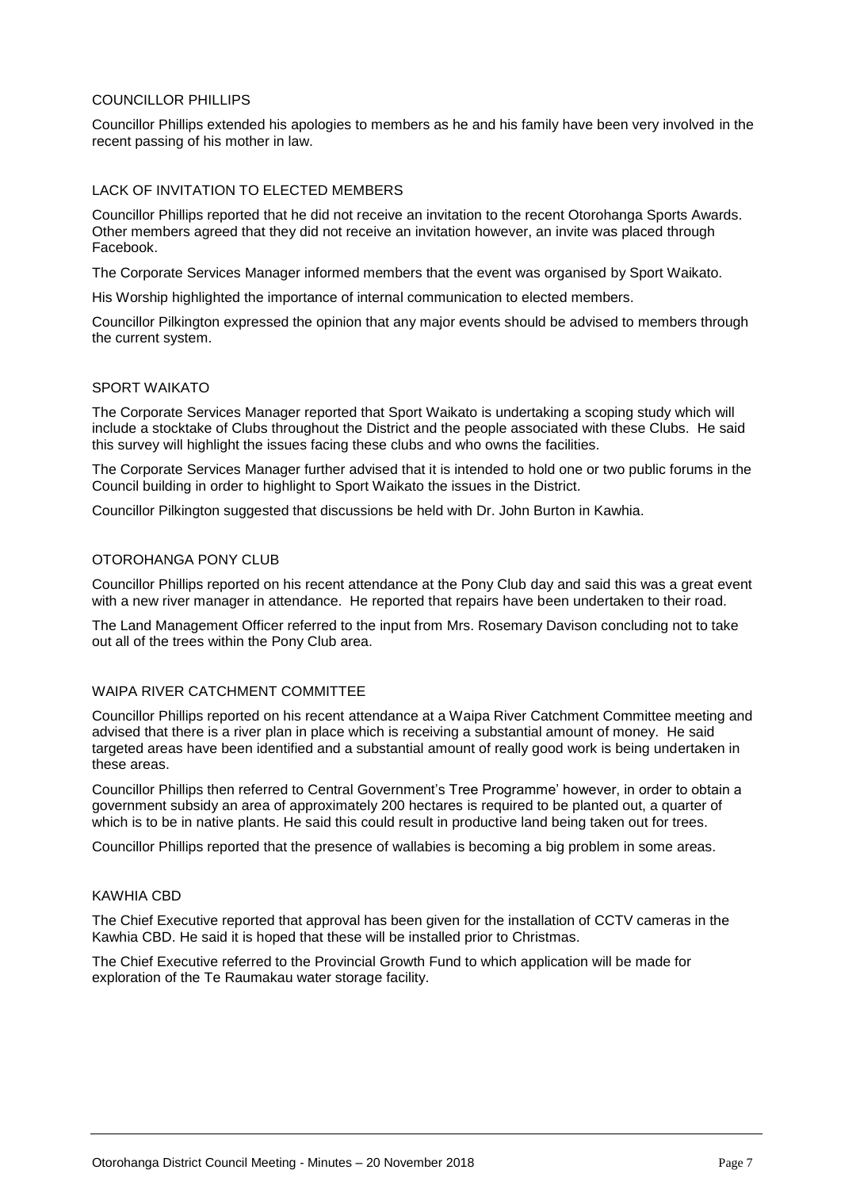### COUNCILLOR PHILLIPS

Councillor Phillips extended his apologies to members as he and his family have been very involved in the recent passing of his mother in law.

### LACK OF INVITATION TO ELECTED MEMBERS

Councillor Phillips reported that he did not receive an invitation to the recent Otorohanga Sports Awards. Other members agreed that they did not receive an invitation however, an invite was placed through Facebook.

The Corporate Services Manager informed members that the event was organised by Sport Waikato.

His Worship highlighted the importance of internal communication to elected members.

Councillor Pilkington expressed the opinion that any major events should be advised to members through the current system.

### SPORT WAIKATO

The Corporate Services Manager reported that Sport Waikato is undertaking a scoping study which will include a stocktake of Clubs throughout the District and the people associated with these Clubs. He said this survey will highlight the issues facing these clubs and who owns the facilities.

The Corporate Services Manager further advised that it is intended to hold one or two public forums in the Council building in order to highlight to Sport Waikato the issues in the District.

Councillor Pilkington suggested that discussions be held with Dr. John Burton in Kawhia.

### OTOROHANGA PONY CLUB

Councillor Phillips reported on his recent attendance at the Pony Club day and said this was a great event with a new river manager in attendance. He reported that repairs have been undertaken to their road.

The Land Management Officer referred to the input from Mrs. Rosemary Davison concluding not to take out all of the trees within the Pony Club area.

### WAIPA RIVER CATCHMENT COMMITTEE

Councillor Phillips reported on his recent attendance at a Waipa River Catchment Committee meeting and advised that there is a river plan in place which is receiving a substantial amount of money. He said targeted areas have been identified and a substantial amount of really good work is being undertaken in these areas.

Councillor Phillips then referred to Central Government's Tree Programme' however, in order to obtain a government subsidy an area of approximately 200 hectares is required to be planted out, a quarter of which is to be in native plants. He said this could result in productive land being taken out for trees.

Councillor Phillips reported that the presence of wallabies is becoming a big problem in some areas.

### KAWHIA CBD

The Chief Executive reported that approval has been given for the installation of CCTV cameras in the Kawhia CBD. He said it is hoped that these will be installed prior to Christmas.

The Chief Executive referred to the Provincial Growth Fund to which application will be made for exploration of the Te Raumakau water storage facility.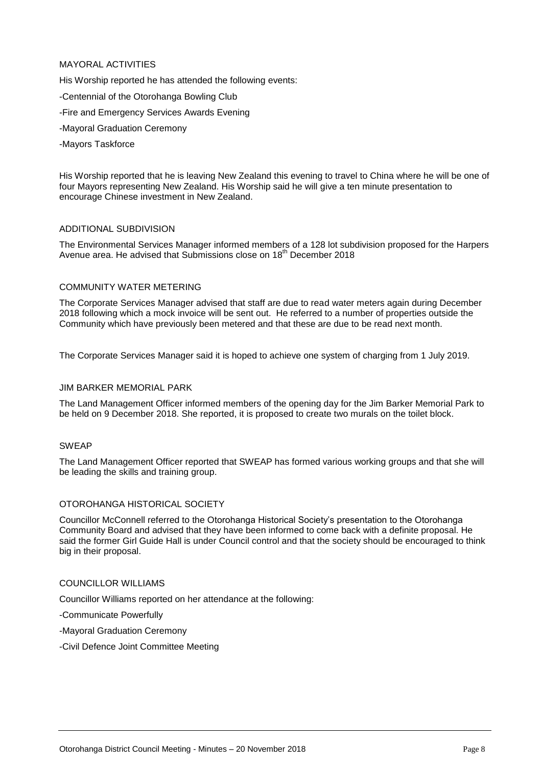MAYORAL ACTIVITIES

His Worship reported he has attended the following events:

-Centennial of the Otorohanga Bowling Club

-Fire and Emergency Services Awards Evening

-Mayoral Graduation Ceremony

-Mayors Taskforce

His Worship reported that he is leaving New Zealand this evening to travel to China where he will be one of four Mayors representing New Zealand. His Worship said he will give a ten minute presentation to encourage Chinese investment in New Zealand.

ADDITIONAL SUBDIVISION

The Environmental Services Manager informed members of a 128 lot subdivision proposed for the Harpers Avenue area. He advised that Submissions close on 18th December 2018

COMMUNITY WATER METERING

The Corporate Services Manager advised that staff are due to read water meters again during December 2018 following which a mock invoice will be sent out. He referred to a number of properties outside the Community which have previously been metered and that these are due to be read next month.

The Corporate Services Manager said it is hoped to achieve one system of charging from 1 July 2019.

JIM BARKER MEMORIAL PARK

The Land Management Officer informed members of the opening day for the Jim Barker Memorial Park to be held on 9 December 2018. She reported, it is proposed to create two murals on the toilet block.

SWEAP

The Land Management Officer reported that SWEAP has formed various working groups and that she will be leading the skills and training group.

OTOROHANGA HISTORICAL SOCIETY

Councillor McConnell referred to the Otorohanga Historical Society's presentation to the Otorohanga Community Board and advised that they have been informed to come back with a definite proposal. He said the former Girl Guide Hall is under Council control and that the society should be encouraged to think big in their proposal.

COUNCILLOR WILLIAMS

Councillor Williams reported on her attendance at the following:

-Communicate Powerfully

-Mayoral Graduation Ceremony

-Civil Defence Joint Committee Meeting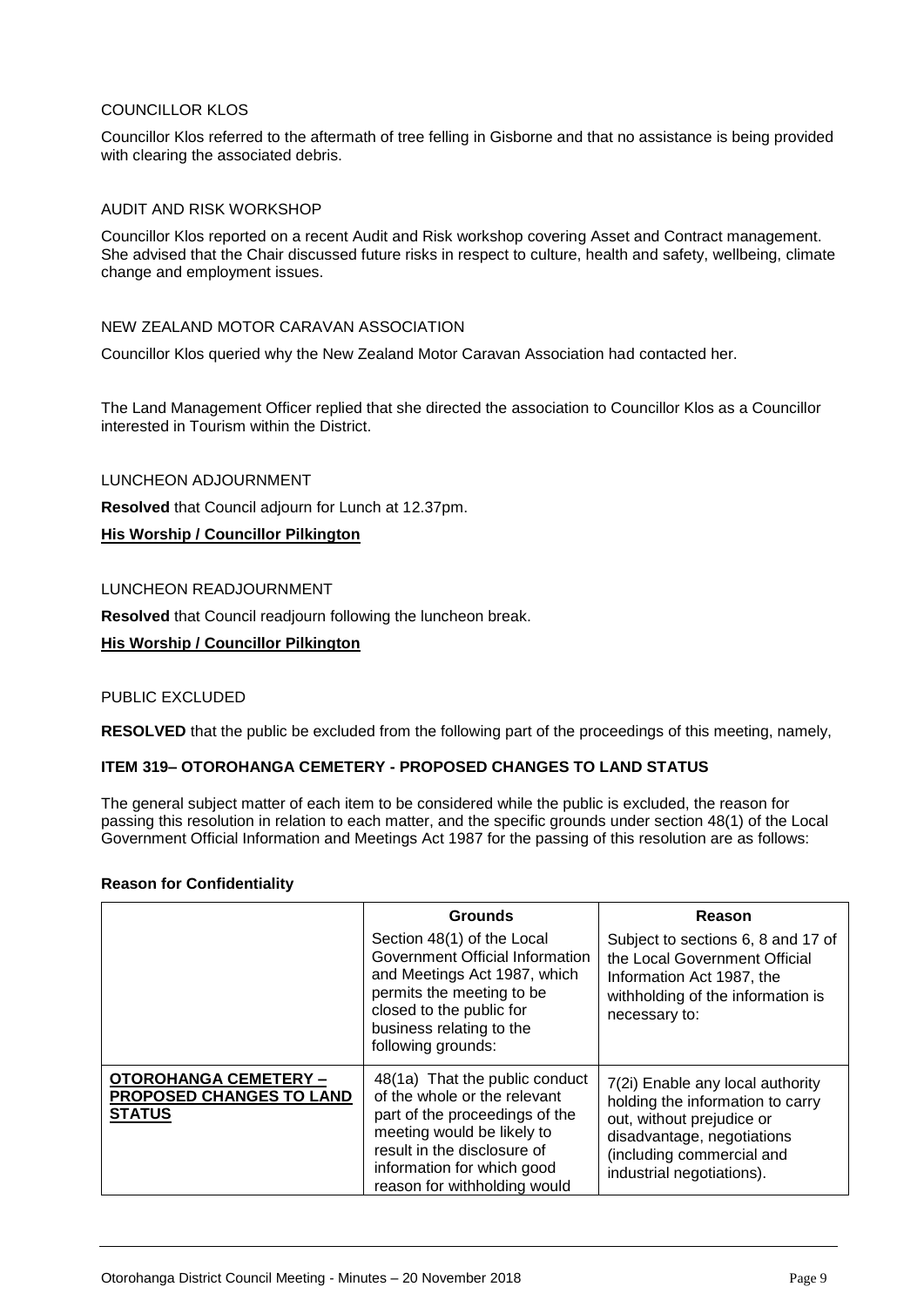COUNCILLOR KLOS

Councillor Klos referred to the aftermath of tree felling in Gisborne and that no assistance is being provided with clearing the associated debris.

AUDIT AND RISK WORKSHOP

Councillor Klos reported on a recent Audit and Risk workshop covering Asset and Contract management. She advised that the Chair discussed future risks in respect to culture, health and safety, wellbeing, climate change and employment issues.

NEW ZEALAND MOTOR CARAVAN ASSOCIATION

Councillor Klos queried why the New Zealand Motor Caravan Association had contacted her.

The Land Management Officer replied that she directed the association to Councillor Klos as a Councillor interested in Tourism within the District.

LUNCHEON ADJOURNMENT

**Resolved** that Council adjourn for Lunch at 12.37pm.

**His Worship / Councillor Pilkington**

LUNCHEON READJOURNMENT

**Resolved** that Council readjourn following the luncheon break.

**His Worship / Councillor Pilkington**

PUBLIC EXCLUDED

**RESOLVED** that the public be excluded from the following part of the proceedings of this meeting, namely,

**ITEM 319– OTOROHANGA CEMETERY - PROPOSED CHANGES TO LAND STATUS**

The general subject matter of each item to be considered while the public is excluded, the reason for passing this resolution in relation to each matter, and the specific grounds under section 48(1) of the Local Government Official Information and Meetings Act 1987 for the passing of this resolution are as follows:

**Reason for Confidentiality**

| | **Grounds**<br>Section 48(1) of the Local Government Official Information and Meetings Act 1987, which permits the meeting to be closed to the public for business relating to the following grounds: | **Reason**<br>Subject to sections 6, 8 and 17 of the Local Government Official Information Act 1987, the withholding of the information is necessary to: |
|---|---|---|
| **OTOROHANGA CEMETERY – PROPOSED CHANGES TO LAND STATUS** | 48(1a) That the public conduct of the whole or the relevant part of the proceedings of the meeting would be likely to result in the disclosure of information for which good reason for withholding would | 7(2i) Enable any local authority holding the information to carry out, without prejudice or disadvantage, negotiations (including commercial and industrial negotiations). |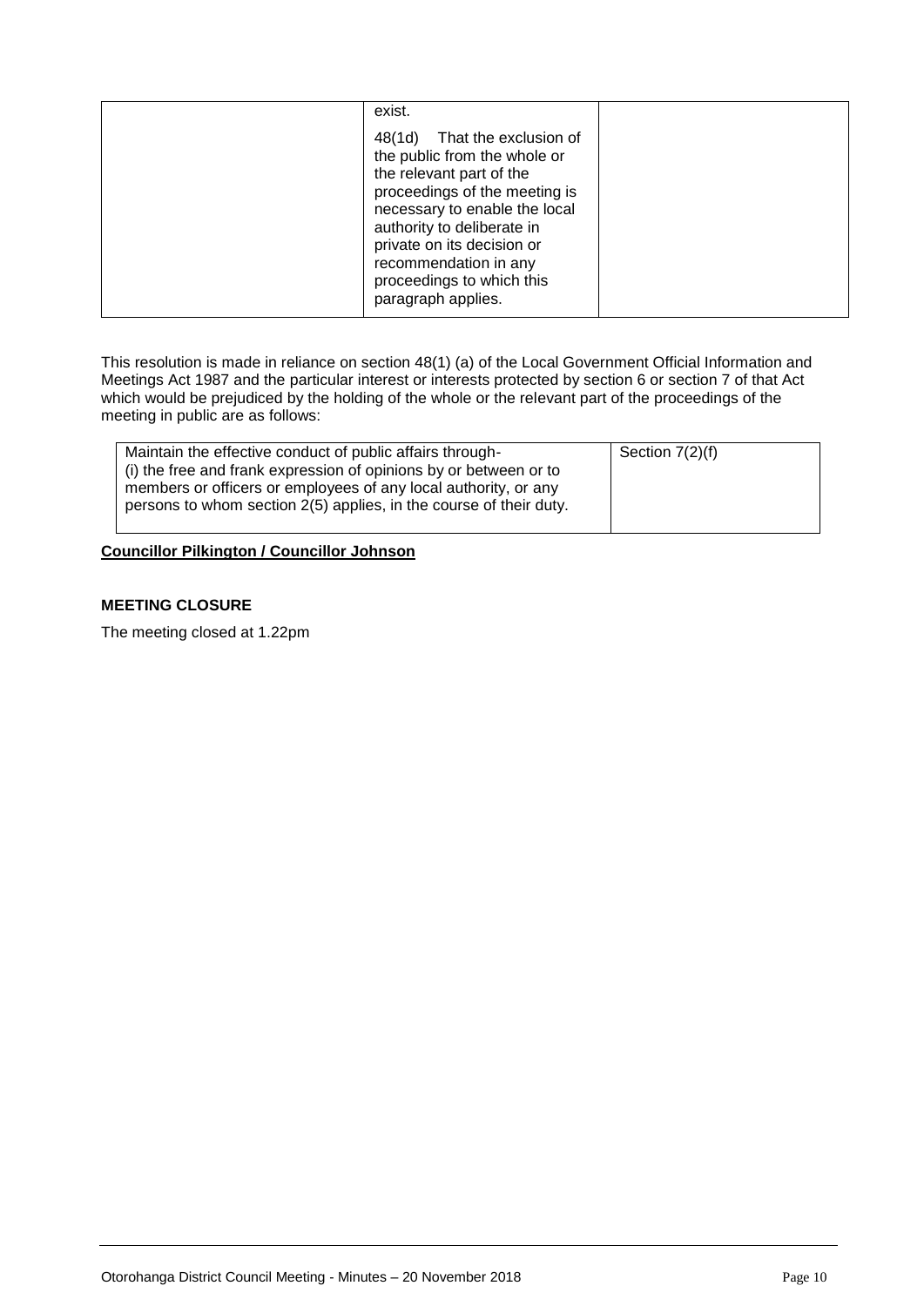| | | |
|---|---|---|
| | exist.<br><br>48(1d) That the exclusion of the public from the whole or the relevant part of the proceedings of the meeting is necessary to enable the local authority to deliberate in private on its decision or recommendation in any proceedings to which this paragraph applies. | |

This resolution is made in reliance on section 48(1) (a) of the Local Government Official Information and Meetings Act 1987 and the particular interest or interests protected by section 6 or section 7 of that Act which would be prejudiced by the holding of the whole or the relevant part of the proceedings of the meeting in public are as follows:

| | |
|---|---|
| Maintain the effective conduct of public affairs through-<br>(i) the free and frank expression of opinions by or between or to members or officers or employees of any local authority, or any persons to whom section 2(5) applies, in the course of their duty. | Section 7(2)(f) |

**Councillor Pilkington / Councillor Johnson**

**MEETING CLOSURE**

The meeting closed at 1.22pm